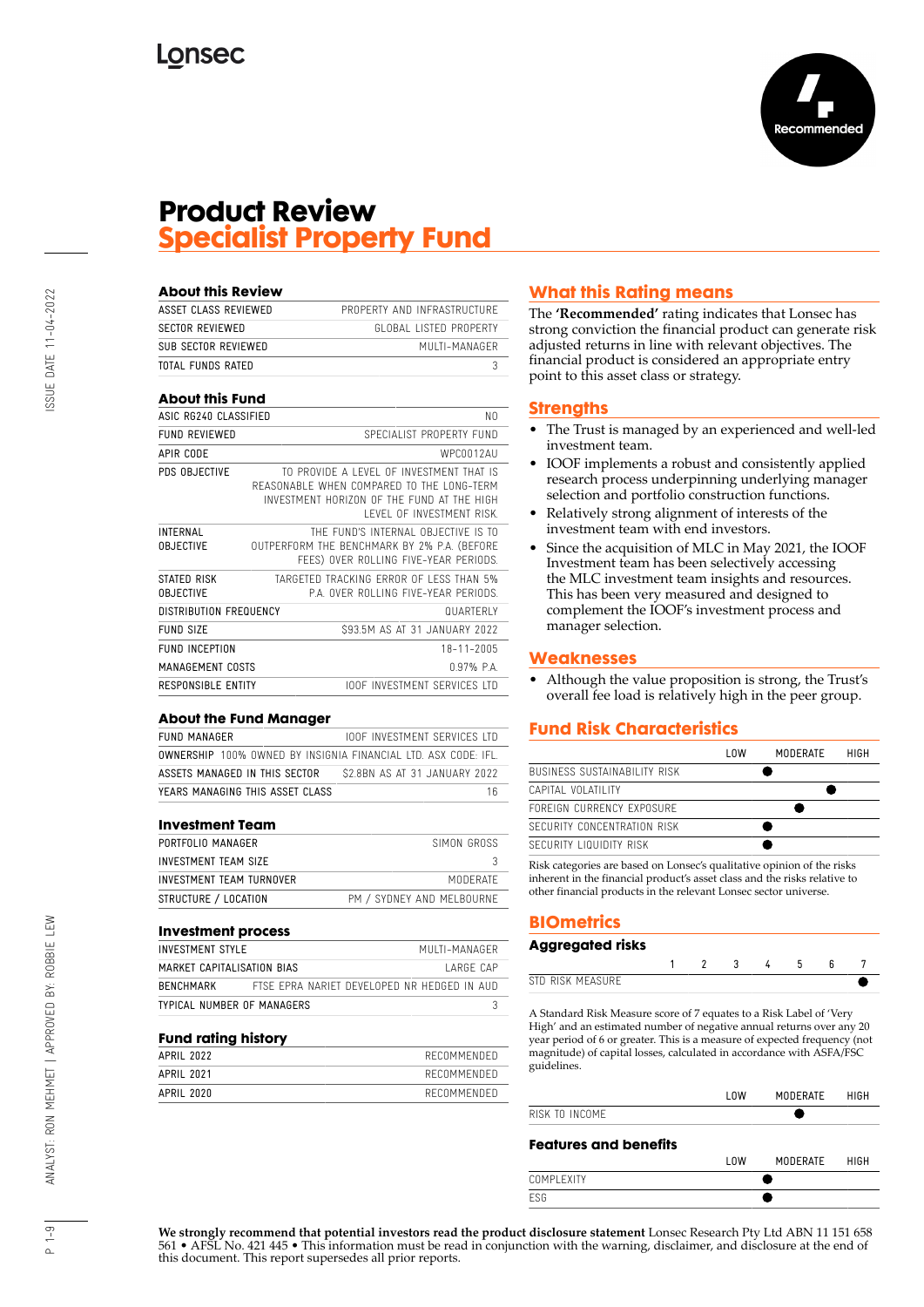Lonsec

Recommended

# Product Review
# Specialist Property Fund

## About this Review

| | |
|---|---|
| ASSET CLASS REVIEWED | PROPERTY AND INFRASTRUCTURE |
| SECTOR REVIEWED | GLOBAL LISTED PROPERTY |
| SUB SECTOR REVIEWED | MULTI-MANAGER |
| TOTAL FUNDS RATED | 3 |

## About this Fund

| | |
|---|---|
| ASIC RG240 CLASSIFIED | NO |
| FUND REVIEWED | SPECIALIST PROPERTY FUND |
| APIR CODE | WPC0012AU |
| PDS OBJECTIVE | TO PROVIDE A LEVEL OF INVESTMENT THAT IS REASONABLE WHEN COMPARED TO THE LONG-TERM INVESTMENT HORIZON OF THE FUND AT THE HIGH LEVEL OF INVESTMENT RISK. |
| INTERNAL OBJECTIVE | THE FUND'S INTERNAL OBJECTIVE IS TO OUTPERFORM THE BENCHMARK BY 2% P.A. (BEFORE FEES) OVER ROLLING FIVE-YEAR PERIODS. |
| STATED RISK OBJECTIVE | TARGETED TRACKING ERROR OF LESS THAN 5% P.A. OVER ROLLING FIVE-YEAR PERIODS. |
| DISTRIBUTION FREQUENCY | QUARTERLY |
| FUND SIZE | $93.5M AS AT 31 JANUARY 2022 |
| FUND INCEPTION | 18-11-2005 |
| MANAGEMENT COSTS | 0.97% P.A. |
| RESPONSIBLE ENTITY | IOOF INVESTMENT SERVICES LTD |

## About the Fund Manager

| | |
|---|---|
| FUND MANAGER | IOOF INVESTMENT SERVICES LTD |
| OWNERSHIP | 100% OWNED BY INSIGNIA FINANCIAL LTD. ASX CODE: IFL. |
| ASSETS MANAGED IN THIS SECTOR | $2.8BN AS AT 31 JANUARY 2022 |
| YEARS MANAGING THIS ASSET CLASS | 16 |

## Investment Team

| | |
|---|---|
| PORTFOLIO MANAGER | SIMON GROSS |
| INVESTMENT TEAM SIZE | 3 |
| INVESTMENT TEAM TURNOVER | MODERATE |
| STRUCTURE / LOCATION | PM / SYDNEY AND MELBOURNE |

## Investment process

| | |
|---|---|
| INVESTMENT STYLE | MULTI-MANAGER |
| MARKET CAPITALISATION BIAS | LARGE CAP |
| BENCHMARK | FTSE EPRA NARIET DEVELOPED NR HEDGED IN AUD |
| TYPICAL NUMBER OF MANAGERS | 3 |

## Fund rating history

| | |
|---|---|
| APRIL 2022 | RECOMMENDED |
| APRIL 2021 | RECOMMENDED |
| APRIL 2020 | RECOMMENDED |

## What this Rating means

The **'Recommended'** rating indicates that Lonsec has strong conviction the financial product can generate risk adjusted returns in line with relevant objectives. The financial product is considered an appropriate entry point to this asset class or strategy.

## Strengths

- The Trust is managed by an experienced and well-led investment team.
- IOOF implements a robust and consistently applied research process underpinning underlying manager selection and portfolio construction functions.
- Relatively strong alignment of interests of the investment team with end investors.
- Since the acquisition of MLC in May 2021, the IOOF Investment team has been selectively accessing the MLC investment team insights and resources. This has been very measured and designed to complement the IOOF's investment process and manager selection.

## Weaknesses

- Although the value proposition is strong, the Trust's overall fee load is relatively high in the peer group.

## Fund Risk Characteristics

| | LOW | | MODERATE | | HIGH |
|---|---|---|---|---|---|
| BUSINESS SUSTAINABILITY RISK | | ● | | | |
| CAPITAL VOLATILITY | | | | ● | |
| FOREIGN CURRENCY EXPOSURE | | | ● | | |
| SECURITY CONCENTRATION RISK | | ● | | | |
| SECURITY LIQUIDITY RISK | | ● | | | |

Risk categories are based on Lonsec's qualitative opinion of the risks inherent in the financial product's asset class and the risks relative to other financial products in the relevant Lonsec sector universe.

## BIOmetrics

### Aggregated risks

| | 1 | 2 | 3 | 4 | 5 | 6 | 7 |
|---|---|---|---|---|---|---|---|
| STD RISK MEASURE | | | | | | | ● |

A Standard Risk Measure score of 7 equates to a Risk Label of 'Very High' and an estimated number of negative annual returns over any 20 year period of 6 or greater. This is a measure of expected frequency (not magnitude) of capital losses, calculated in accordance with ASFA/FSC guidelines.

| | LOW | | MODERATE | | HIGH |
|---|---|---|---|---|---|
| RISK TO INCOME | | | ● | | |

### Features and benefits

| | LOW | | MODERATE | | HIGH |
|---|---|---|---|---|---|
| COMPLEXITY | | ● | | | |
| ESG | | ● | | | |

**We strongly recommend that potential investors read the product disclosure statement** Lonsec Research Pty Ltd ABN 11 151 658 561 • AFSL No. 421 445 • This information must be read in conjunction with the warning, disclaimer, and disclosure at the end of this document. This report supersedes all prior reports.

ISSUE DATE 11-04-2022

ANALYST: RON MEHMET | APPROVED BY: ROBBIE LEW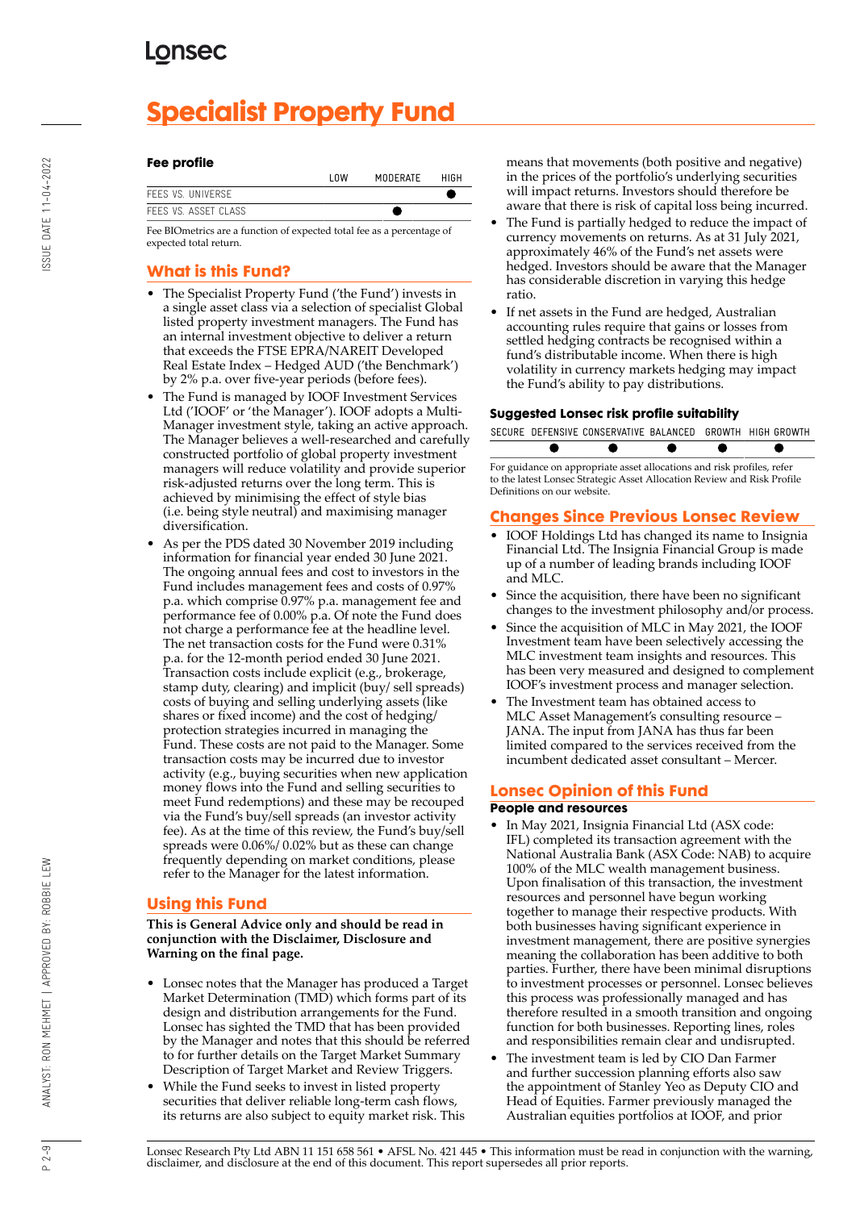# Specialist Property Fund

**Fee profile**

| | LOW | MODERATE | HIGH |
|---|---|---|---|
| FEES VS. UNIVERSE | | | ● |
| FEES VS. ASSET CLASS | | ● | |

Fee BIOmetrics are a function of expected total fee as a percentage of expected total return.

## What is this Fund?

- The Specialist Property Fund ('the Fund') invests in a single asset class via a selection of specialist Global listed property investment managers. The Fund has an internal investment objective to deliver a return that exceeds the FTSE EPRA/NAREIT Developed Real Estate Index – Hedged AUD ('the Benchmark') by 2% p.a. over five-year periods (before fees).
- The Fund is managed by IOOF Investment Services Ltd ('IOOF' or 'the Manager'). IOOF adopts a Multi-Manager investment style, taking an active approach. The Manager believes a well-researched and carefully constructed portfolio of global property investment managers will reduce volatility and provide superior risk-adjusted returns over the long term. This is achieved by minimising the effect of style bias (i.e. being style neutral) and maximising manager diversification.
- As per the PDS dated 30 November 2019 including information for financial year ended 30 June 2021. The ongoing annual fees and cost to investors in the Fund includes management fees and costs of 0.97% p.a. which comprise 0.97% p.a. management fee and performance fee of 0.00% p.a. Of note the Fund does not charge a performance fee at the headline level. The net transaction costs for the Fund were 0.31% p.a. for the 12-month period ended 30 June 2021. Transaction costs include explicit (e.g., brokerage, stamp duty, clearing) and implicit (buy/ sell spreads) costs of buying and selling underlying assets (like shares or fixed income) and the cost of hedging/ protection strategies incurred in managing the Fund. These costs are not paid to the Manager. Some transaction costs may be incurred due to investor activity (e.g., buying securities when new application money flows into the Fund and selling securities to meet Fund redemptions) and these may be recouped via the Fund's buy/sell spreads (an investor activity fee). As at the time of this review, the Fund's buy/sell spreads were 0.06%/ 0.02% but as these can change frequently depending on market conditions, please refer to the Manager for the latest information.

## Using this Fund

**This is General Advice only and should be read in conjunction with the Disclaimer, Disclosure and Warning on the final page.**

- Lonsec notes that the Manager has produced a Target Market Determination (TMD) which forms part of its design and distribution arrangements for the Fund. Lonsec has sighted the TMD that has been provided by the Manager and notes that this should be referred to for further details on the Target Market Summary Description of Target Market and Review Triggers.
- While the Fund seeks to invest in listed property securities that deliver reliable long-term cash flows, its returns are also subject to equity market risk. This means that movements (both positive and negative) in the prices of the portfolio's underlying securities will impact returns. Investors should therefore be aware that there is risk of capital loss being incurred.
- The Fund is partially hedged to reduce the impact of currency movements on returns. As at 31 July 2021, approximately 46% of the Fund's net assets were hedged. Investors should be aware that the Manager has considerable discretion in varying this hedge ratio.
- If net assets in the Fund are hedged, Australian accounting rules require that gains or losses from settled hedging contracts be recognised within a fund's distributable income. When there is high volatility in currency markets hedging may impact the Fund's ability to pay distributions.

**Suggested Lonsec risk profile suitability**

| SECURE | DEFENSIVE | CONSERVATIVE | BALANCED | GROWTH | HIGH GROWTH |
|---|---|---|---|---|---|
| | ● | ● | ● | ● | ● |

For guidance on appropriate asset allocations and risk profiles, refer to the latest Lonsec Strategic Asset Allocation Review and Risk Profile Definitions on our website.

## Changes Since Previous Lonsec Review

- IOOF Holdings Ltd has changed its name to Insignia Financial Ltd. The Insignia Financial Group is made up of a number of leading brands including IOOF and MLC.
- Since the acquisition, there have been no significant changes to the investment philosophy and/or process.
- Since the acquisition of MLC in May 2021, the IOOF Investment team have been selectively accessing the MLC investment team insights and resources. This has been very measured and designed to complement IOOF's investment process and manager selection.
- The Investment team has obtained access to MLC Asset Management's consulting resource – JANA. The input from JANA has thus far been limited compared to the services received from the incumbent dedicated asset consultant – Mercer.

## Lonsec Opinion of this Fund

### People and resources

- In May 2021, Insignia Financial Ltd (ASX code: IFL) completed its transaction agreement with the National Australia Bank (ASX Code: NAB) to acquire 100% of the MLC wealth management business. Upon finalisation of this transaction, the investment resources and personnel have begun working together to manage their respective products. With both businesses having significant experience in investment management, there are positive synergies meaning the collaboration has been additive to both parties. Further, there have been minimal disruptions to investment processes or personnel. Lonsec believes this process was professionally managed and has therefore resulted in a smooth transition and ongoing function for both businesses. Reporting lines, roles and responsibilities remain clear and undisrupted.
- The investment team is led by CIO Dan Farmer and further succession planning efforts also saw the appointment of Stanley Yeo as Deputy CIO and Head of Equities. Farmer previously managed the Australian equities portfolios at IOOF, and prior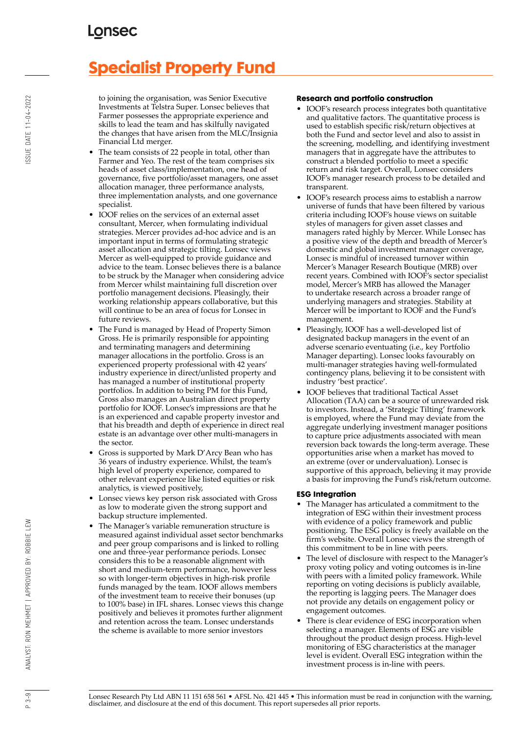to joining the organisation, was Senior Executive Investments at Telstra Super. Lonsec believes that Farmer possesses the appropriate experience and skills to lead the team and has skilfully navigated the changes that have arisen from the MLC/Insignia Financial Ltd merger.

- The team consists of 22 people in total, other than Farmer and Yeo. The rest of the team comprises six heads of asset class/implementation, one head of governance, five portfolio/asset managers, one asset allocation manager, three performance analysts, three implementation analysts, and one governance specialist.
- IOOF relies on the services of an external asset consultant, Mercer, when formulating individual strategies. Mercer provides ad-hoc advice and is an important input in terms of formulating strategic asset allocation and strategic tilting. Lonsec views Mercer as well-equipped to provide guidance and advice to the team. Lonsec believes there is a balance to be struck by the Manager when considering advice from Mercer whilst maintaining full discretion over portfolio management decisions. Pleasingly, their working relationship appears collaborative, but this will continue to be an area of focus for Lonsec in future reviews.
- The Fund is managed by Head of Property Simon Gross. He is primarily responsible for appointing and terminating managers and determining manager allocations in the portfolio. Gross is an experienced property professional with 42 years' industry experience in direct/unlisted property and has managed a number of institutional property portfolios. In addition to being PM for this Fund, Gross also manages an Australian direct property portfolio for IOOF. Lonsec's impressions are that he is an experienced and capable property investor and that his breadth and depth of experience in direct real estate is an advantage over other multi-managers in the sector.
- Gross is supported by Mark D'Arcy Bean who has 36 years of industry experience. Whilst, the team's high level of property experience, compared to other relevant experience like listed equities or risk analytics, is viewed positively,
- Lonsec views key person risk associated with Gross as low to moderate given the strong support and backup structure implemented.
- The Manager's variable remuneration structure is measured against individual asset sector benchmarks and peer group comparisons and is linked to rolling one and three-year performance periods. Lonsec considers this to be a reasonable alignment with short and medium-term performance, however less so with longer-term objectives in high-risk profile funds managed by the team. IOOF allows members of the investment team to receive their bonuses (up to 100% base) in IFL shares. Lonsec views this change positively and believes it promotes further alignment and retention across the team. Lonsec understands the scheme is available to more senior investors

### Research and portfolio construction

- IOOF's research process integrates both quantitative and qualitative factors. The quantitative process is used to establish specific risk/return objectives at both the Fund and sector level and also to assist in the screening, modelling, and identifying investment managers that in aggregate have the attributes to construct a blended portfolio to meet a specific return and risk target. Overall, Lonsec considers IOOF's manager research process to be detailed and transparent.
- IOOF's research process aims to establish a narrow universe of funds that have been filtered by various criteria including IOOF's house views on suitable styles of managers for given asset classes and managers rated highly by Mercer. While Lonsec has a positive view of the depth and breadth of Mercer's domestic and global investment manager coverage, Lonsec is mindful of increased turnover within Mercer's Manager Research Boutique (MRB) over recent years. Combined with IOOF's sector specialist model, Mercer's MRB has allowed the Manager to undertake research across a broader range of underlying managers and strategies. Stability at Mercer will be important to IOOF and the Fund's management.
- Pleasingly, IOOF has a well-developed list of designated backup managers in the event of an adverse scenario eventuating (i.e., key Portfolio Manager departing). Lonsec looks favourably on multi-manager strategies having well-formulated contingency plans, believing it to be consistent with industry 'best practice'.
- IOOF believes that traditional Tactical Asset Allocation (TAA) can be a source of unrewarded risk to investors. Instead, a 'Strategic Tilting' framework is employed, where the Fund may deviate from the aggregate underlying investment manager positions to capture price adjustments associated with mean reversion back towards the long-term average. These opportunities arise when a market has moved to an extreme (over or undervaluation). Lonsec is supportive of this approach, believing it may provide a basis for improving the Fund's risk/return outcome.

### ESG Integration

- The Manager has articulated a commitment to the integration of ESG within their investment process with evidence of a policy framework and public positioning. The ESG policy is freely available on the firm's website. Overall Lonsec views the strength of this commitment to be in line with peers.
- The level of disclosure with respect to the Manager's proxy voting policy and voting outcomes is in-line with peers with a limited policy framework. While reporting on voting decisions is publicly available, the reporting is lagging peers. The Manager does not provide any details on engagement policy or engagement outcomes.
- There is clear evidence of ESG incorporation when selecting a manager. Elements of ESG are visible throughout the product design process. High-level monitoring of ESG characteristics at the manager level is evident. Overall ESG integration within the investment process is in-line with peers.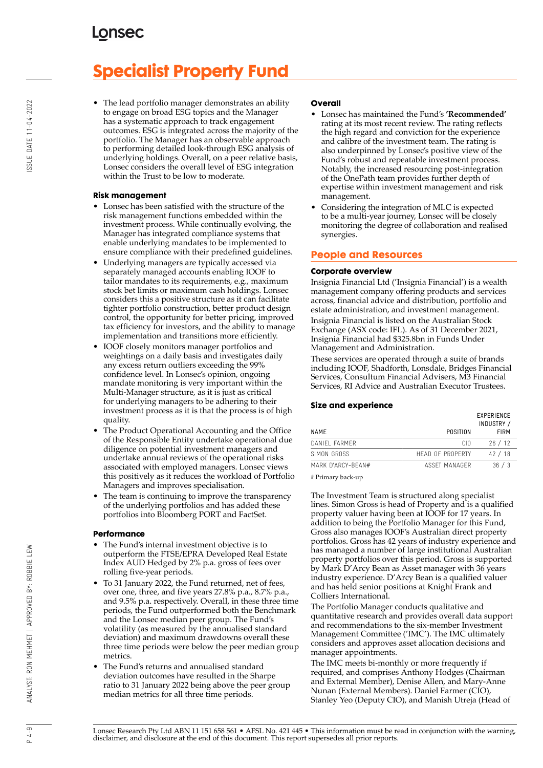# Specialist Property Fund

- The lead portfolio manager demonstrates an ability to engage on broad ESG topics and the Manager has a systematic approach to track engagement outcomes. ESG is integrated across the majority of the portfolio. The Manager has an observable approach to performing detailed look-through ESG analysis of underlying holdings. Overall, on a peer relative basis, Lonsec considers the overall level of ESG integration within the Trust to be low to moderate.

### Risk management

- Lonsec has been satisfied with the structure of the risk management functions embedded within the investment process. While continually evolving, the Manager has integrated compliance systems that enable underlying mandates to be implemented to ensure compliance with their predefined guidelines.
- Underlying managers are typically accessed via separately managed accounts enabling IOOF to tailor mandates to its requirements, e.g., maximum stock bet limits or maximum cash holdings. Lonsec considers this a positive structure as it can facilitate tighter portfolio construction, better product design control, the opportunity for better pricing, improved tax efficiency for investors, and the ability to manage implementation and transitions more efficiently.
- IOOF closely monitors manager portfolios and weightings on a daily basis and investigates daily any excess return outliers exceeding the 99% confidence level. In Lonsec's opinion, ongoing mandate monitoring is very important within the Multi-Manager structure, as it is just as critical for underlying managers to be adhering to their investment process as it is that the process is of high quality.
- The Product Operational Accounting and the Office of the Responsible Entity undertake operational due diligence on potential investment managers and undertake annual reviews of the operational risks associated with employed managers. Lonsec views this positively as it reduces the workload of Portfolio Managers and improves specialisation.
- The team is continuing to improve the transparency of the underlying portfolios and has added these portfolios into Bloomberg PORT and FactSet.

### Performance

- The Fund's internal investment objective is to outperform the FTSE/EPRA Developed Real Estate Index AUD Hedged by 2% p.a. gross of fees over rolling five-year periods.
- To 31 January 2022, the Fund returned, net of fees, over one, three, and five years 27.8% p.a., 8.7% p.a., and 9.5% p.a. respectively. Overall, in these three time periods, the Fund outperformed both the Benchmark and the Lonsec median peer group. The Fund's volatility (as measured by the annualised standard deviation) and maximum drawdowns overall these three time periods were below the peer median group metrics.
- The Fund's returns and annualised standard deviation outcomes have resulted in the Sharpe ratio to 31 January 2022 being above the peer group median metrics for all three time periods.

### Overall

- Lonsec has maintained the Fund's **'Recommended'** rating at its most recent review. The rating reflects the high regard and conviction for the experience and calibre of the investment team. The rating is also underpinned by Lonsec's positive view of the Fund's robust and repeatable investment process. Notably, the increased resourcing post-integration of the OnePath team provides further depth of expertise within investment management and risk management.
- Considering the integration of MLC is expected to be a multi-year journey, Lonsec will be closely monitoring the degree of collaboration and realised synergies.

## People and Resources

### Corporate overview

Insignia Financial Ltd ('Insignia Financial') is a wealth management company offering products and services across, financial advice and distribution, portfolio and estate administration, and investment management.

Insignia Financial is listed on the Australian Stock Exchange (ASX code: IFL). As of 31 December 2021, Insignia Financial had $325.8bn in Funds Under Management and Administration.

These services are operated through a suite of brands including IOOF, Shadforth, Lonsdale, Bridges Financial Services, Consultum Financial Advisers, M3 Financial Services, RI Advice and Australian Executor Trustees.

### Size and experience

| NAME | POSITION | EXPERIENCE INDUSTRY / FIRM |
|---|---|---|
| DANIEL FARMER | CIO | 26 / 12 |
| SIMON GROSS | HEAD OF PROPERTY | 42 / 18 |
| MARK D'ARCY-BEAN# | ASSET MANAGER | 36 / 3 |

# Primary back-up

The Investment Team is structured along specialist lines. Simon Gross is head of Property and is a qualified property valuer having been at IOOF for 17 years. In addition to being the Portfolio Manager for this Fund, Gross also manages IOOF's Australian direct property portfolios. Gross has 42 years of industry experience and has managed a number of large institutional Australian property portfolios over this period. Gross is supported by Mark D'Arcy Bean as Asset manager with 36 years industry experience. D'Arcy Bean is a qualified valuer and has held senior positions at Knight Frank and Colliers International.

The Portfolio Manager conducts qualitative and quantitative research and provides overall data support and recommendations to the six-member Investment Management Committee ('IMC'). The IMC ultimately considers and approves asset allocation decisions and manager appointments.

The IMC meets bi-monthly or more frequently if required, and comprises Anthony Hodges (Chairman and External Member), Denise Allen, and Mary-Anne Nunan (External Members). Daniel Farmer (CIO), Stanley Yeo (Deputy CIO), and Manish Utreja (Head of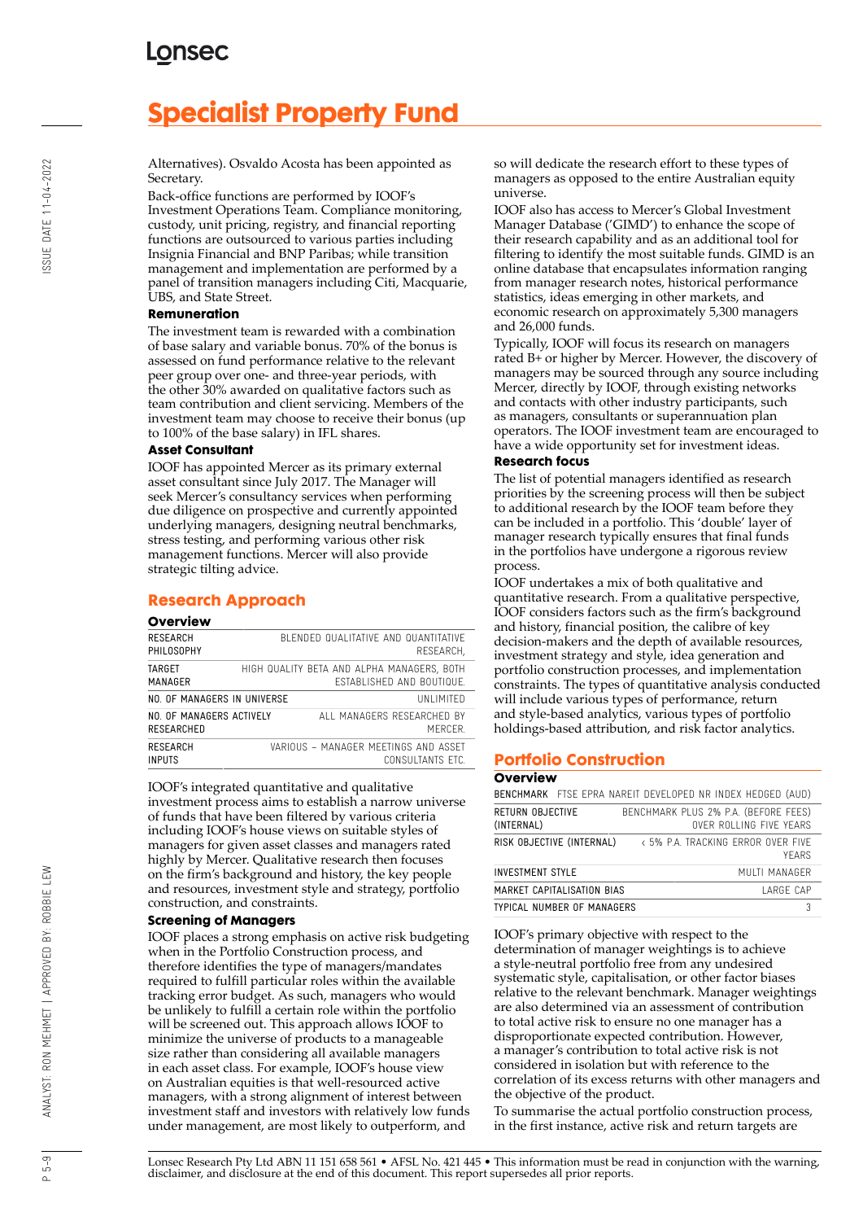Alternatives). Osvaldo Acosta has been appointed as Secretary.

Back-office functions are performed by IOOF's Investment Operations Team. Compliance monitoring, custody, unit pricing, registry, and financial reporting functions are outsourced to various parties including Insignia Financial and BNP Paribas; while transition management and implementation are performed by a panel of transition managers including Citi, Macquarie, UBS, and State Street.

### Remuneration

The investment team is rewarded with a combination of base salary and variable bonus. 70% of the bonus is assessed on fund performance relative to the relevant peer group over one- and three-year periods, with the other 30% awarded on qualitative factors such as team contribution and client servicing. Members of the investment team may choose to receive their bonus (up to 100% of the base salary) in IFL shares.

### Asset Consultant

IOOF has appointed Mercer as its primary external asset consultant since July 2017. The Manager will seek Mercer's consultancy services when performing due diligence on prospective and currently appointed underlying managers, designing neutral benchmarks, stress testing, and performing various other risk management functions. Mercer will also provide strategic tilting advice.

## Research Approach

### Overview

| | |
|---|---|
| RESEARCH PHILOSOPHY | BLENDED QUALITATIVE AND QUANTITATIVE RESEARCH, |
| TARGET MANAGER | HIGH QUALITY BETA AND ALPHA MANAGERS, BOTH ESTABLISHED AND BOUTIQUE. |
| NO. OF MANAGERS IN UNIVERSE | UNLIMITED |
| NO. OF MANAGERS ACTIVELY RESEARCHED | ALL MANAGERS RESEARCHED BY MERCER. |
| RESEARCH INPUTS | VARIOUS – MANAGER MEETINGS AND ASSET CONSULTANTS ETC. |

IOOF's integrated quantitative and qualitative investment process aims to establish a narrow universe of funds that have been filtered by various criteria including IOOF's house views on suitable styles of managers for given asset classes and managers rated highly by Mercer. Qualitative research then focuses on the firm's background and history, the key people and resources, investment style and strategy, portfolio construction, and constraints.

### Screening of Managers

IOOF places a strong emphasis on active risk budgeting when in the Portfolio Construction process, and therefore identifies the type of managers/mandates required to fulfill particular roles within the available tracking error budget. As such, managers who would be unlikely to fulfill a certain role within the portfolio will be screened out. This approach allows IOOF to minimize the universe of products to a manageable size rather than considering all available managers in each asset class. For example, IOOF's house view on Australian equities is that well-resourced active managers, with a strong alignment of interest between investment staff and investors with relatively low funds under management, are most likely to outperform, and so will dedicate the research effort to these types of managers as opposed to the entire Australian equity universe.

IOOF also has access to Mercer's Global Investment Manager Database ('GIMD') to enhance the scope of their research capability and as an additional tool for filtering to identify the most suitable funds. GIMD is an online database that encapsulates information ranging from manager research notes, historical performance statistics, ideas emerging in other markets, and economic research on approximately 5,300 managers and 26,000 funds.

Typically, IOOF will focus its research on managers rated B+ or higher by Mercer. However, the discovery of managers may be sourced through any source including Mercer, directly by IOOF, through existing networks and contacts with other industry participants, such as managers, consultants or superannuation plan operators. The IOOF investment team are encouraged to have a wide opportunity set for investment ideas.

### Research focus

The list of potential managers identified as research priorities by the screening process will then be subject to additional research by the IOOF team before they can be included in a portfolio. This 'double' layer of manager research typically ensures that final funds in the portfolios have undergone a rigorous review process.

IOOF undertakes a mix of both qualitative and quantitative research. From a qualitative perspective, IOOF considers factors such as the firm's background and history, financial position, the calibre of key decision-makers and the depth of available resources, investment strategy and style, idea generation and portfolio construction processes, and implementation constraints. The types of quantitative analysis conducted will include various types of performance, return and style-based analytics, various types of portfolio holdings-based attribution, and risk factor analytics.

## Portfolio Construction

### Overview

| BENCHMARK | FTSE EPRA NAREIT DEVELOPED NR INDEX HEDGED (AUD) |
|---|---|
| RETURN OBJECTIVE (INTERNAL) | BENCHMARK PLUS 2% P.A. (BEFORE FEES) OVER ROLLING FIVE YEARS |
| RISK OBJECTIVE (INTERNAL) | < 5% P.A. TRACKING ERROR OVER FIVE YEARS |
| INVESTMENT STYLE | MULTI MANAGER |
| MARKET CAPITALISATION BIAS | LARGE CAP |
| TYPICAL NUMBER OF MANAGERS | 3 |

IOOF's primary objective with respect to the determination of manager weightings is to achieve a style-neutral portfolio free from any undesired systematic style, capitalisation, or other factor biases relative to the relevant benchmark. Manager weightings are also determined via an assessment of contribution to total active risk to ensure no one manager has a disproportionate expected contribution. However, a manager's contribution to total active risk is not considered in isolation but with reference to the correlation of its excess returns with other managers and the objective of the product.

To summarise the actual portfolio construction process, in the first instance, active risk and return targets are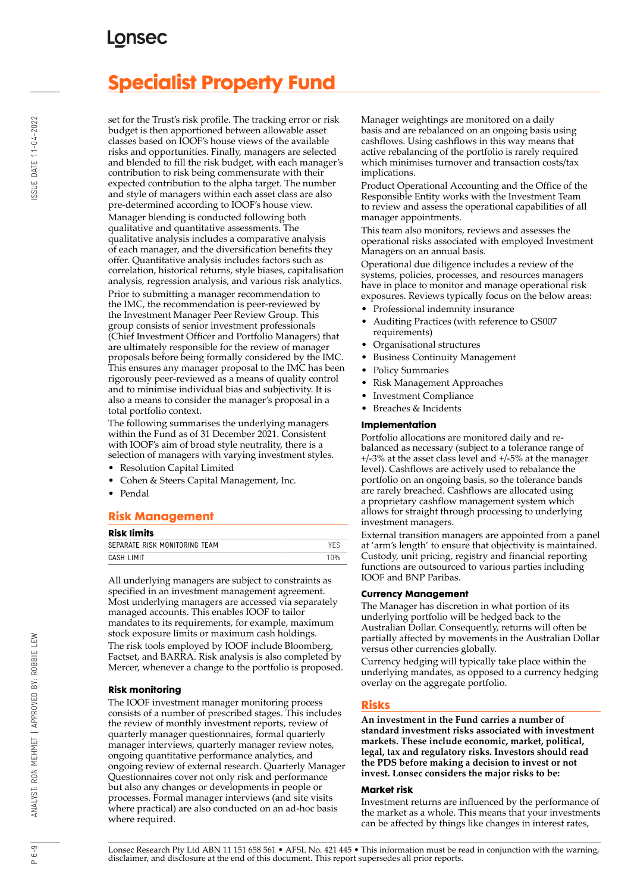set for the Trust's risk profile. The tracking error or risk budget is then apportioned between allowable asset classes based on IOOF's house views of the available risks and opportunities. Finally, managers are selected and blended to fill the risk budget, with each manager's contribution to risk being commensurate with their expected contribution to the alpha target. The number and style of managers within each asset class are also pre-determined according to IOOF's house view.

Manager blending is conducted following both qualitative and quantitative assessments. The qualitative analysis includes a comparative analysis of each manager, and the diversification benefits they offer. Quantitative analysis includes factors such as correlation, historical returns, style biases, capitalisation analysis, regression analysis, and various risk analytics.

Prior to submitting a manager recommendation to the IMC, the recommendation is peer-reviewed by the Investment Manager Peer Review Group. This group consists of senior investment professionals (Chief Investment Officer and Portfolio Managers) that are ultimately responsible for the review of manager proposals before being formally considered by the IMC. This ensures any manager proposal to the IMC has been rigorously peer-reviewed as a means of quality control and to minimise individual bias and subjectivity. It is also a means to consider the manager's proposal in a total portfolio context.

The following summarises the underlying managers within the Fund as of 31 December 2021. Consistent with IOOF's aim of broad style neutrality, there is a selection of managers with varying investment styles.

- Resolution Capital Limited
- Cohen & Steers Capital Management, Inc.
- Pendal

## Risk Management

### Risk limits

| | |
|---|---|
| SEPARATE RISK MONITORING TEAM | YES |
| CASH LIMIT | 10% |

All underlying managers are subject to constraints as specified in an investment management agreement. Most underlying managers are accessed via separately managed accounts. This enables IOOF to tailor mandates to its requirements, for example, maximum stock exposure limits or maximum cash holdings.

The risk tools employed by IOOF include Bloomberg, Factset, and BARRA. Risk analysis is also completed by Mercer, whenever a change to the portfolio is proposed.

### Risk monitoring

The IOOF investment manager monitoring process consists of a number of prescribed stages. This includes the review of monthly investment reports, review of quarterly manager questionnaires, formal quarterly manager interviews, quarterly manager review notes, ongoing quantitative performance analytics, and ongoing review of external research. Quarterly Manager Questionnaires cover not only risk and performance but also any changes or developments in people or processes. Formal manager interviews (and site visits where practical) are also conducted on an ad-hoc basis where required.

Manager weightings are monitored on a daily basis and are rebalanced on an ongoing basis using cashflows. Using cashflows in this way means that active rebalancing of the portfolio is rarely required which minimises turnover and transaction costs/tax implications.

Product Operational Accounting and the Office of the Responsible Entity works with the Investment Team to review and assess the operational capabilities of all manager appointments.

This team also monitors, reviews and assesses the operational risks associated with employed Investment Managers on an annual basis.

Operational due diligence includes a review of the systems, policies, processes, and resources managers have in place to monitor and manage operational risk exposures. Reviews typically focus on the below areas:

- Professional indemnity insurance
- Auditing Practices (with reference to GS007 requirements)
- Organisational structures
- Business Continuity Management
- Policy Summaries
- Risk Management Approaches
- Investment Compliance
- Breaches & Incidents

### Implementation

Portfolio allocations are monitored daily and re-balanced as necessary (subject to a tolerance range of +/-3% at the asset class level and +/-5% at the manager level). Cashflows are actively used to rebalance the portfolio on an ongoing basis, so the tolerance bands are rarely breached. Cashflows are allocated using a proprietary cashflow management system which allows for straight through processing to underlying investment managers.

External transition managers are appointed from a panel at 'arm's length' to ensure that objectivity is maintained. Custody, unit pricing, registry and financial reporting functions are outsourced to various parties including IOOF and BNP Paribas.

### Currency Management

The Manager has discretion in what portion of its underlying portfolio will be hedged back to the Australian Dollar. Consequently, returns will often be partially affected by movements in the Australian Dollar versus other currencies globally.

Currency hedging will typically take place within the underlying mandates, as opposed to a currency hedging overlay on the aggregate portfolio.

## Risks

**An investment in the Fund carries a number of standard investment risks associated with investment markets. These include economic, market, political, legal, tax and regulatory risks. Investors should read the PDS before making a decision to invest or not invest. Lonsec considers the major risks to be:**

### Market risk

Investment returns are influenced by the performance of the market as a whole. This means that your investments can be affected by things like changes in interest rates,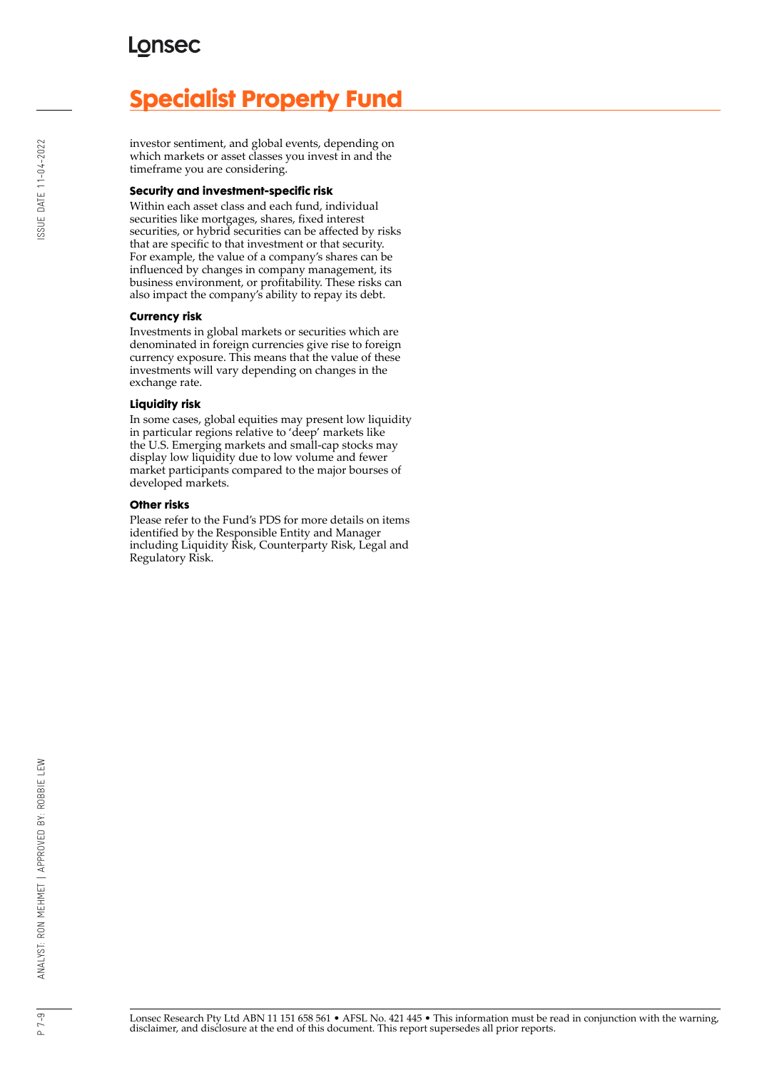# Specialist Property Fund

investor sentiment, and global events, depending on which markets or asset classes you invest in and the timeframe you are considering.

#### Security and investment-specific risk

Within each asset class and each fund, individual securities like mortgages, shares, fixed interest securities, or hybrid securities can be affected by risks that are specific to that investment or that security. For example, the value of a company's shares can be influenced by changes in company management, its business environment, or profitability. These risks can also impact the company's ability to repay its debt.

#### Currency risk

Investments in global markets or securities which are denominated in foreign currencies give rise to foreign currency exposure. This means that the value of these investments will vary depending on changes in the exchange rate.

#### Liquidity risk

In some cases, global equities may present low liquidity in particular regions relative to 'deep' markets like the U.S. Emerging markets and small-cap stocks may display low liquidity due to low volume and fewer market participants compared to the major bourses of developed markets.

#### Other risks

Please refer to the Fund's PDS for more details on items identified by the Responsible Entity and Manager including Liquidity Risk, Counterparty Risk, Legal and Regulatory Risk.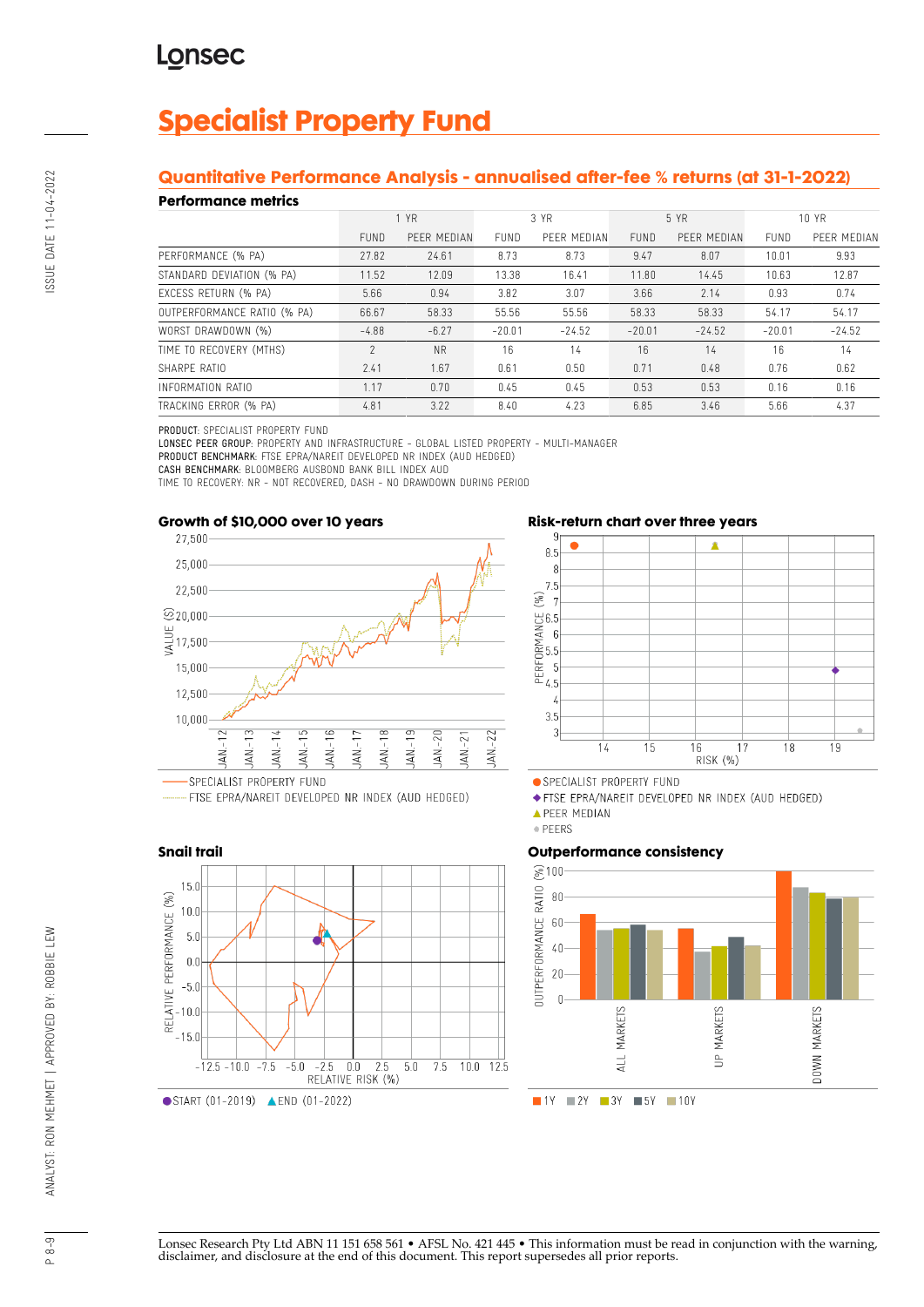# Specialist Property Fund

## Quantitative Performance Analysis - annualised after-fee % returns (at 31-1-2022)

### Performance metrics

| | 1 YR | | 3 YR | | 5 YR | | 10 YR | |
|---|---|---|---|---|---|---|---|---|
| | FUND | PEER MEDIAN | FUND | PEER MEDIAN | FUND | PEER MEDIAN | FUND | PEER MEDIAN |
| PERFORMANCE (% PA) | 27.82 | 24.61 | 8.73 | 8.73 | 9.47 | 8.07 | 10.01 | 9.93 |
| STANDARD DEVIATION (% PA) | 11.52 | 12.09 | 13.38 | 16.41 | 11.80 | 14.45 | 10.63 | 12.87 |
| EXCESS RETURN (% PA) | 5.66 | 0.94 | 3.82 | 3.07 | 3.66 | 2.14 | 0.93 | 0.74 |
| OUTPERFORMANCE RATIO (% PA) | 66.67 | 58.33 | 55.56 | 55.56 | 58.33 | 58.33 | 54.17 | 54.17 |
| WORST DRAWDOWN (%) | -4.88 | -6.27 | -20.01 | -24.52 | -20.01 | -24.52 | -20.01 | -24.52 |
| TIME TO RECOVERY (MTHS) | 2 | NR | 16 | 14 | 16 | 14 | 16 | 14 |
| SHARPE RATIO | 2.41 | 1.67 | 0.61 | 0.50 | 0.71 | 0.48 | 0.76 | 0.62 |
| INFORMATION RATIO | 1.17 | 0.70 | 0.45 | 0.45 | 0.53 | 0.53 | 0.16 | 0.16 |
| TRACKING ERROR (% PA) | 4.81 | 3.22 | 8.40 | 4.23 | 6.85 | 3.46 | 5.66 | 4.37 |

**PRODUCT:** SPECIALIST PROPERTY FUND
**LONSEC PEER GROUP:** PROPERTY AND INFRASTRUCTURE - GLOBAL LISTED PROPERTY - MULTI-MANAGER
**PRODUCT BENCHMARK:** FTSE EPRA/NAREIT DEVELOPED NR INDEX (AUD HEDGED)
**CASH BENCHMARK:** BLOOMBERG AUSBOND BANK BILL INDEX AUD
TIME TO RECOVERY: NR - NOT RECOVERED, DASH - NO DRAWDOWN DURING PERIOD

### Growth of $10,000 over 10 years

SPECIALIST PROPERTY FUND
FTSE EPRA/NAREIT DEVELOPED NR INDEX (AUD HEDGED)

### Risk-return chart over three years

SPECIALIST PROPERTY FUND
FTSE EPRA/NAREIT DEVELOPED NR INDEX (AUD HEDGED)
PEER MEDIAN
PEERS

### Snail trail

START (01-2019) END (01-2022)

### Outperformance consistency

1Y 2Y 3Y 5Y 10Y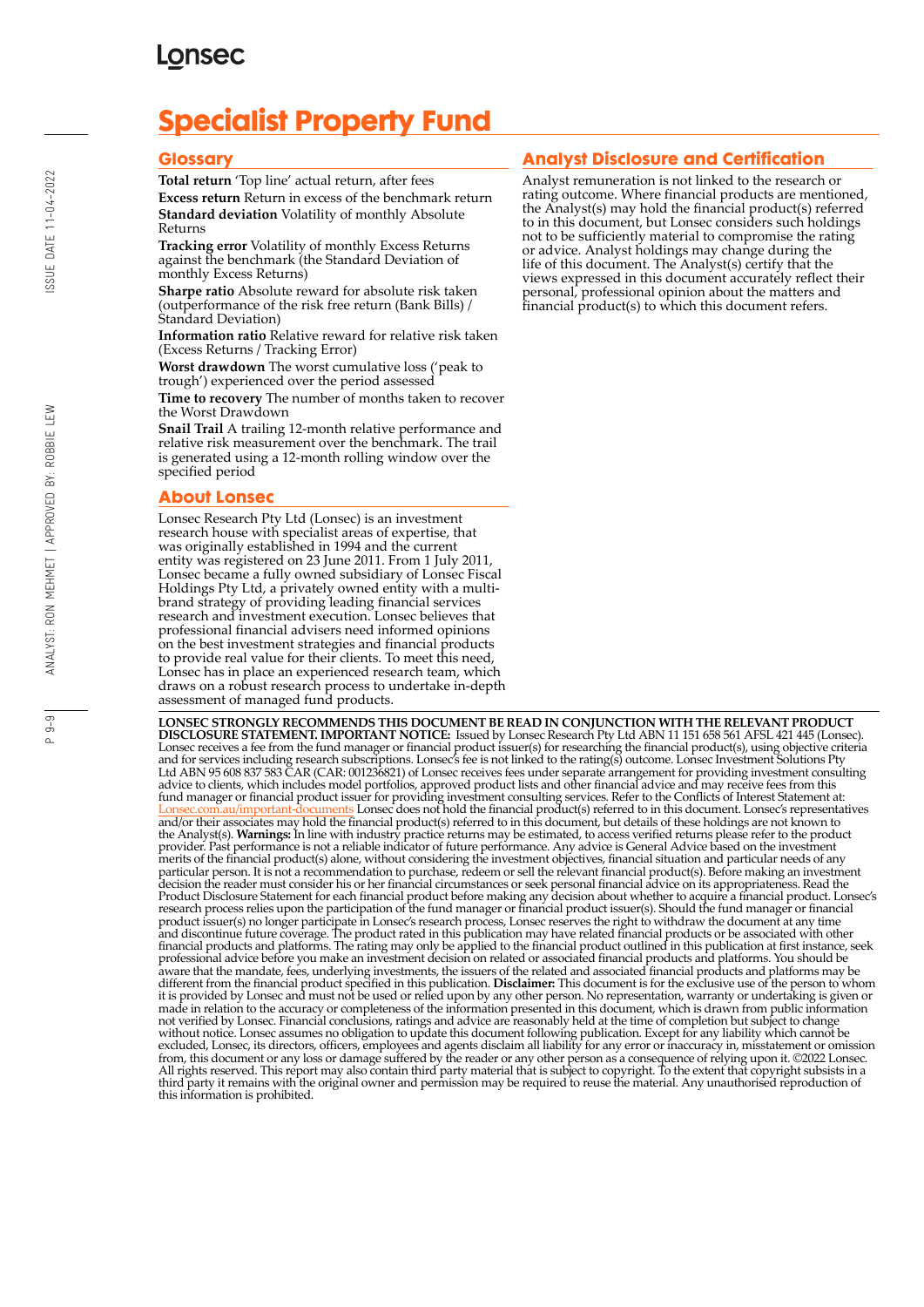# Specialist Property Fund

## Glossary

**Total return** 'Top line' actual return, after fees

**Excess return** Return in excess of the benchmark return

**Standard deviation** Volatility of monthly Absolute Returns

**Tracking error** Volatility of monthly Excess Returns against the benchmark (the Standard Deviation of monthly Excess Returns)

**Sharpe ratio** Absolute reward for absolute risk taken (outperformance of the risk free return (Bank Bills) / Standard Deviation)

**Information ratio** Relative reward for relative risk taken (Excess Returns / Tracking Error)

**Worst drawdown** The worst cumulative loss ('peak to trough') experienced over the period assessed

**Time to recovery** The number of months taken to recover the Worst Drawdown

**Snail Trail** A trailing 12-month relative performance and relative risk measurement over the benchmark. The trail is generated using a 12-month rolling window over the specified period

## About Lonsec

Lonsec Research Pty Ltd (Lonsec) is an investment research house with specialist areas of expertise, that was originally established in 1994 and the current entity was registered on 23 June 2011. From 1 July 2011, Lonsec became a fully owned subsidiary of Lonsec Fiscal Holdings Pty Ltd, a privately owned entity with a multi-brand strategy of providing leading financial services research and investment execution. Lonsec believes that professional financial advisers need informed opinions on the best investment strategies and financial products to provide real value for their clients. To meet this need, Lonsec has in place an experienced research team, which draws on a robust research process to undertake in-depth assessment of managed fund products.

## Analyst Disclosure and Certification

Analyst remuneration is not linked to the research or rating outcome. Where financial products are mentioned, the Analyst(s) may hold the financial product(s) referred to in this document, but Lonsec considers such holdings not to be sufficiently material to compromise the rating or advice. Analyst holdings may change during the life of this document. The Analyst(s) certify that the views expressed in this document accurately reflect their personal, professional opinion about the matters and financial product(s) to which this document refers.

**LONSEC STRONGLY RECOMMENDS THIS DOCUMENT BE READ IN CONJUNCTION WITH THE RELEVANT PRODUCT DISCLOSURE STATEMENT. IMPORTANT NOTICE:** Issued by Lonsec Research Pty Ltd ABN 11 151 658 561 AFSL 421 445 (Lonsec). Lonsec receives a fee from the fund manager or financial product issuer(s) for researching the financial product(s), using objective criteria and for services including research subscriptions. Lonsec's fee is not linked to the rating(s) outcome. Lonsec Investment Solutions Pty Ltd ABN 95 608 837 583 CAR (CAR: 001236821) of Lonsec receives fees under separate arrangement for providing investment consulting advice to clients, which includes model portfolios, approved product lists and other financial advice and may receive fees from this fund manager or financial product issuer for providing investment consulting services. Refer to the Conflicts of Interest Statement at: Lonsec.com.au/important-documents Lonsec does not hold the financial product(s) referred to in this document. Lonsec's representatives and/or their associates may hold the financial product(s) referred to in this document, but details of these holdings are not known to the Analyst(s). **Warnings:** In line with industry practice returns may be estimated, to access verified returns please refer to the product provider. Past performance is not a reliable indicator of future performance. Any advice is General Advice based on the investment merits of the financial product(s) alone, without considering the investment objectives, financial situation and particular needs of any particular person. It is not a recommendation to purchase, redeem or sell the relevant financial product(s). Before making an investment decision the reader must consider his or her financial circumstances or seek personal financial advice on its appropriateness. Read the Product Disclosure Statement for each financial product before making any decision about whether to acquire a financial product. Lonsec's research process relies upon the participation of the fund manager or financial product issuer(s). Should the fund manager or financial product issuer(s) no longer participate in Lonsec's research process, Lonsec reserves the right to withdraw the document at any time and discontinue future coverage. The product rated in this publication may have related financial products or be associated with other financial products and platforms. The rating may only be applied to the financial product outlined in this publication at first instance, seek professional advice before you make an investment decision on related or associated financial products and platforms. You should be aware that the mandate, fees, underlying investments, the issuers of the related and associated financial products and platforms may be different from the financial product specified in this publication. **Disclaimer:** This document is for the exclusive use of the person to whom it is provided by Lonsec and must not be used or relied upon by any other person. No representation, warranty or undertaking is given or made in relation to the accuracy or completeness of the information presented in this document, which is drawn from public information not verified by Lonsec. Financial conclusions, ratings and advice are reasonably held at the time of completion but subject to change without notice. Lonsec assumes no obligation to update this document following publication. Except for any liability which cannot be excluded, Lonsec, its directors, officers, employees and agents disclaim all liability for any error or inaccuracy in, misstatement or omission from, this document or any loss or damage suffered by the reader or any other person as a consequence of relying upon it. ©2022 Lonsec. All rights reserved. This report may also contain third party material that is subject to copyright. To the extent that copyright subsists in a third party it remains with the original owner and permission may be required to reuse the material. Any unauthorised reproduction of this information is prohibited.